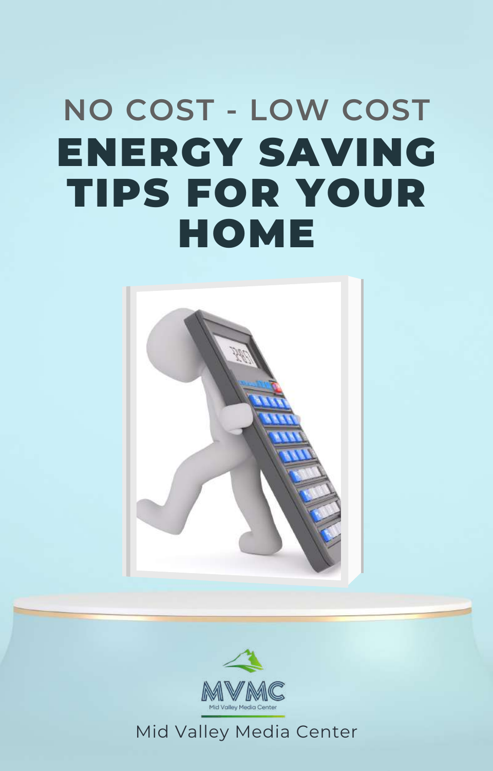NO COST - LOW COST

# ENERGY SAVING TIPS FOR YOUR HOME

MVMC

Mid Valley Media Center

Mid Valley Media Center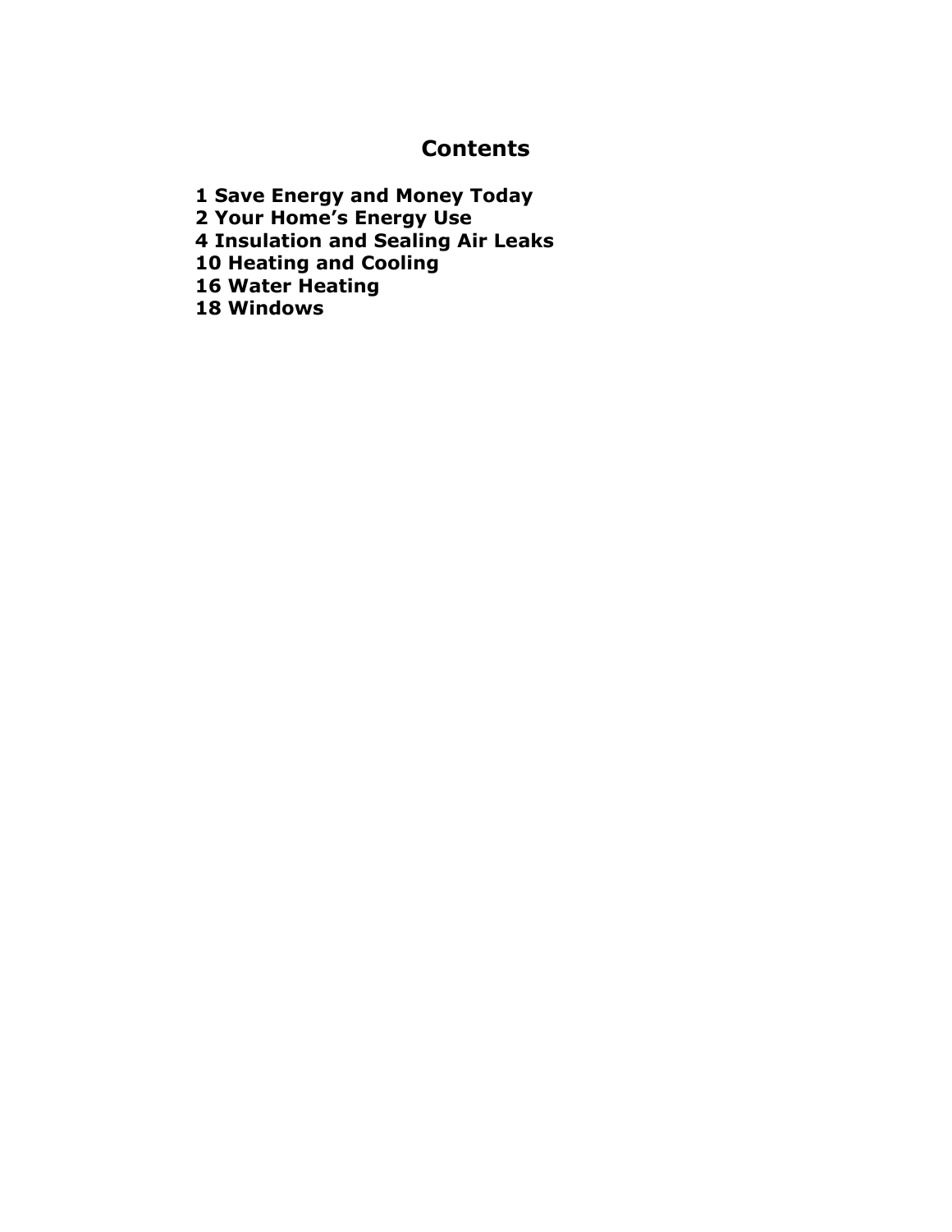# Contents

**1 Save Energy and Money Today**
**2 Your Home's Energy Use**
**4 Insulation and Sealing Air Leaks**
**10 Heating and Cooling**
**16 Water Heating**
**18 Windows**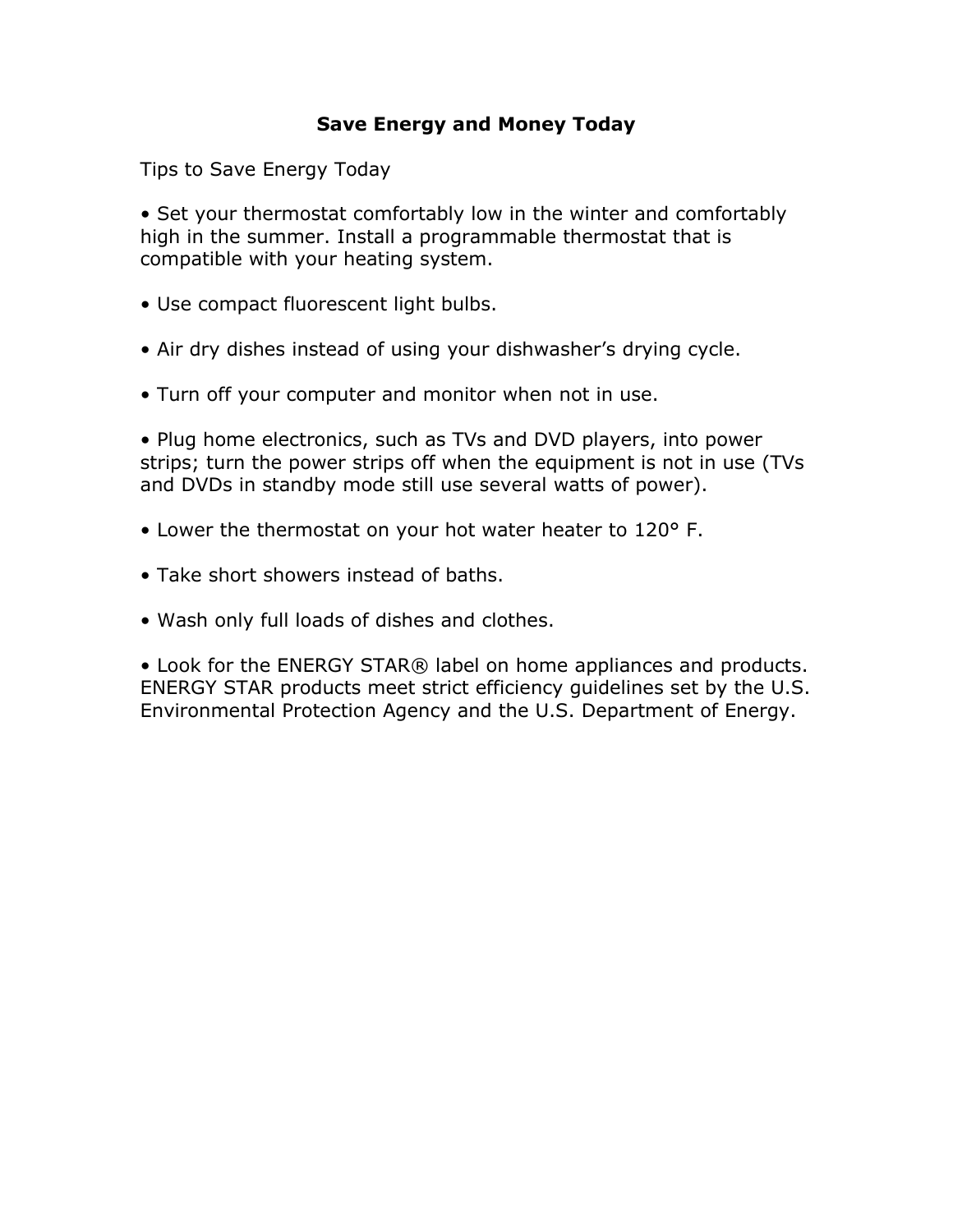# Save Energy and Money Today

Tips to Save Energy Today

- Set your thermostat comfortably low in the winter and comfortably high in the summer. Install a programmable thermostat that is compatible with your heating system.

- Use compact fluorescent light bulbs.

- Air dry dishes instead of using your dishwasher's drying cycle.

- Turn off your computer and monitor when not in use.

- Plug home electronics, such as TVs and DVD players, into power strips; turn the power strips off when the equipment is not in use (TVs and DVDs in standby mode still use several watts of power).

- Lower the thermostat on your hot water heater to 120° F.

- Take short showers instead of baths.

- Wash only full loads of dishes and clothes.

- Look for the ENERGY STAR® label on home appliances and products. ENERGY STAR products meet strict efficiency guidelines set by the U.S. Environmental Protection Agency and the U.S. Department of Energy.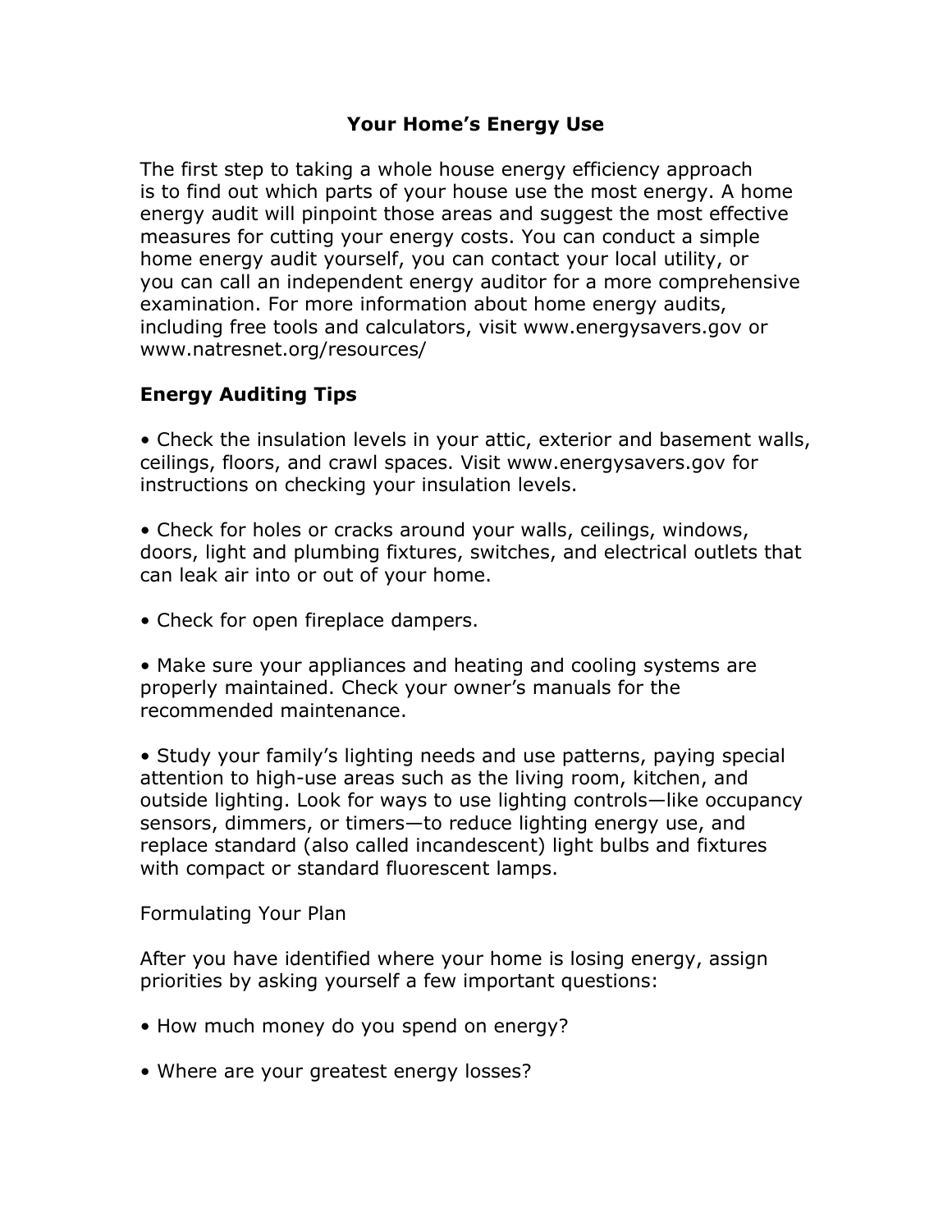# Your Home's Energy Use

The first step to taking a whole house energy efficiency approach is to find out which parts of your house use the most energy. A home energy audit will pinpoint those areas and suggest the most effective measures for cutting your energy costs. You can conduct a simple home energy audit yourself, you can contact your local utility, or you can call an independent energy auditor for a more comprehensive examination. For more information about home energy audits, including free tools and calculators, visit www.energysavers.gov or www.natresnet.org/resources/

## Energy Auditing Tips

- Check the insulation levels in your attic, exterior and basement walls, ceilings, floors, and crawl spaces. Visit www.energysavers.gov for instructions on checking your insulation levels.

- Check for holes or cracks around your walls, ceilings, windows, doors, light and plumbing fixtures, switches, and electrical outlets that can leak air into or out of your home.

- Check for open fireplace dampers.

- Make sure your appliances and heating and cooling systems are properly maintained. Check your owner's manuals for the recommended maintenance.

- Study your family's lighting needs and use patterns, paying special attention to high-use areas such as the living room, kitchen, and outside lighting. Look for ways to use lighting controls—like occupancy sensors, dimmers, or timers—to reduce lighting energy use, and replace standard (also called incandescent) light bulbs and fixtures with compact or standard fluorescent lamps.

Formulating Your Plan

After you have identified where your home is losing energy, assign priorities by asking yourself a few important questions:

- How much money do you spend on energy?

- Where are your greatest energy losses?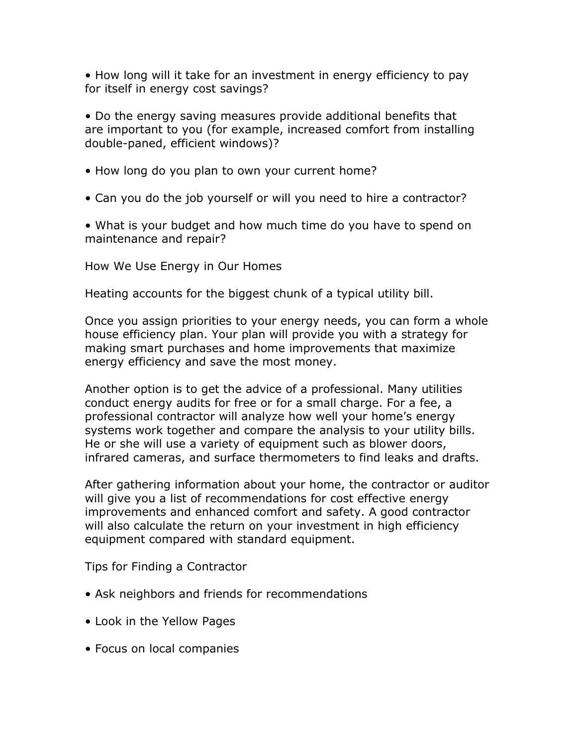- How long will it take for an investment in energy efficiency to pay for itself in energy cost savings?

- Do the energy saving measures provide additional benefits that are important to you (for example, increased comfort from installing double-paned, efficient windows)?

- How long do you plan to own your current home?

- Can you do the job yourself or will you need to hire a contractor?

- What is your budget and how much time do you have to spend on maintenance and repair?

## How We Use Energy in Our Homes

Heating accounts for the biggest chunk of a typical utility bill.

Once you assign priorities to your energy needs, you can form a whole house efficiency plan. Your plan will provide you with a strategy for making smart purchases and home improvements that maximize energy efficiency and save the most money.

Another option is to get the advice of a professional. Many utilities conduct energy audits for free or for a small charge. For a fee, a professional contractor will analyze how well your home's energy systems work together and compare the analysis to your utility bills. He or she will use a variety of equipment such as blower doors, infrared cameras, and surface thermometers to find leaks and drafts.

After gathering information about your home, the contractor or auditor will give you a list of recommendations for cost effective energy improvements and enhanced comfort and safety. A good contractor will also calculate the return on your investment in high efficiency equipment compared with standard equipment.

## Tips for Finding a Contractor

- Ask neighbors and friends for recommendations

- Look in the Yellow Pages

- Focus on local companies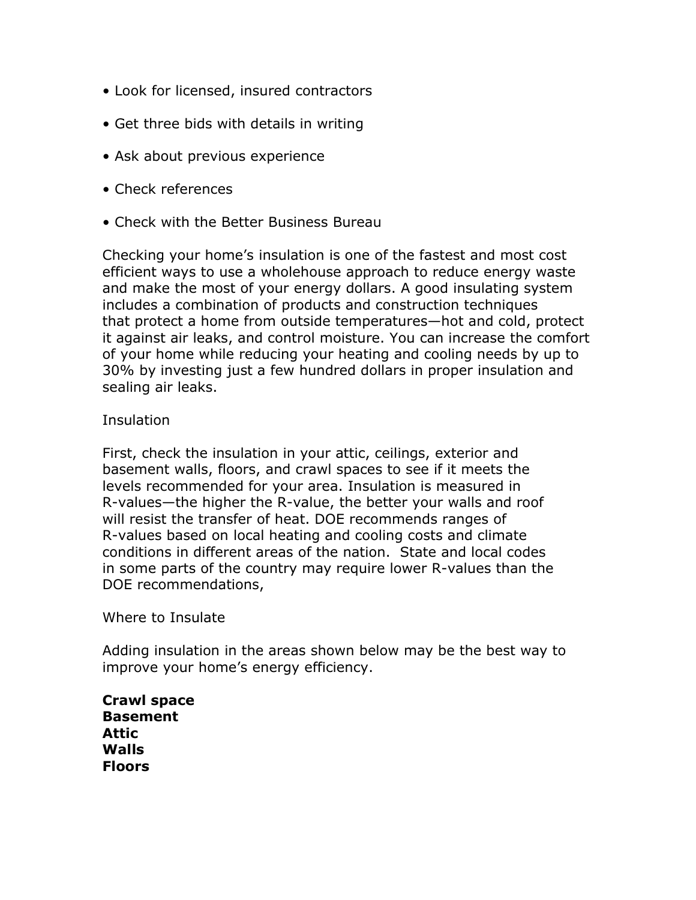- Look for licensed, insured contractors
- Get three bids with details in writing
- Ask about previous experience
- Check references
- Check with the Better Business Bureau

Checking your home's insulation is one of the fastest and most cost efficient ways to use a wholehouse approach to reduce energy waste and make the most of your energy dollars. A good insulating system includes a combination of products and construction techniques that protect a home from outside temperatures—hot and cold, protect it against air leaks, and control moisture. You can increase the comfort of your home while reducing your heating and cooling needs by up to 30% by investing just a few hundred dollars in proper insulation and sealing air leaks.

Insulation

First, check the insulation in your attic, ceilings, exterior and basement walls, floors, and crawl spaces to see if it meets the levels recommended for your area. Insulation is measured in R-values—the higher the R-value, the better your walls and roof will resist the transfer of heat. DOE recommends ranges of R-values based on local heating and cooling costs and climate conditions in different areas of the nation. State and local codes in some parts of the country may require lower R-values than the DOE recommendations,

Where to Insulate

Adding insulation in the areas shown below may be the best way to improve your home's energy efficiency.

**Crawl space**
**Basement**
**Attic**
**Walls**
**Floors**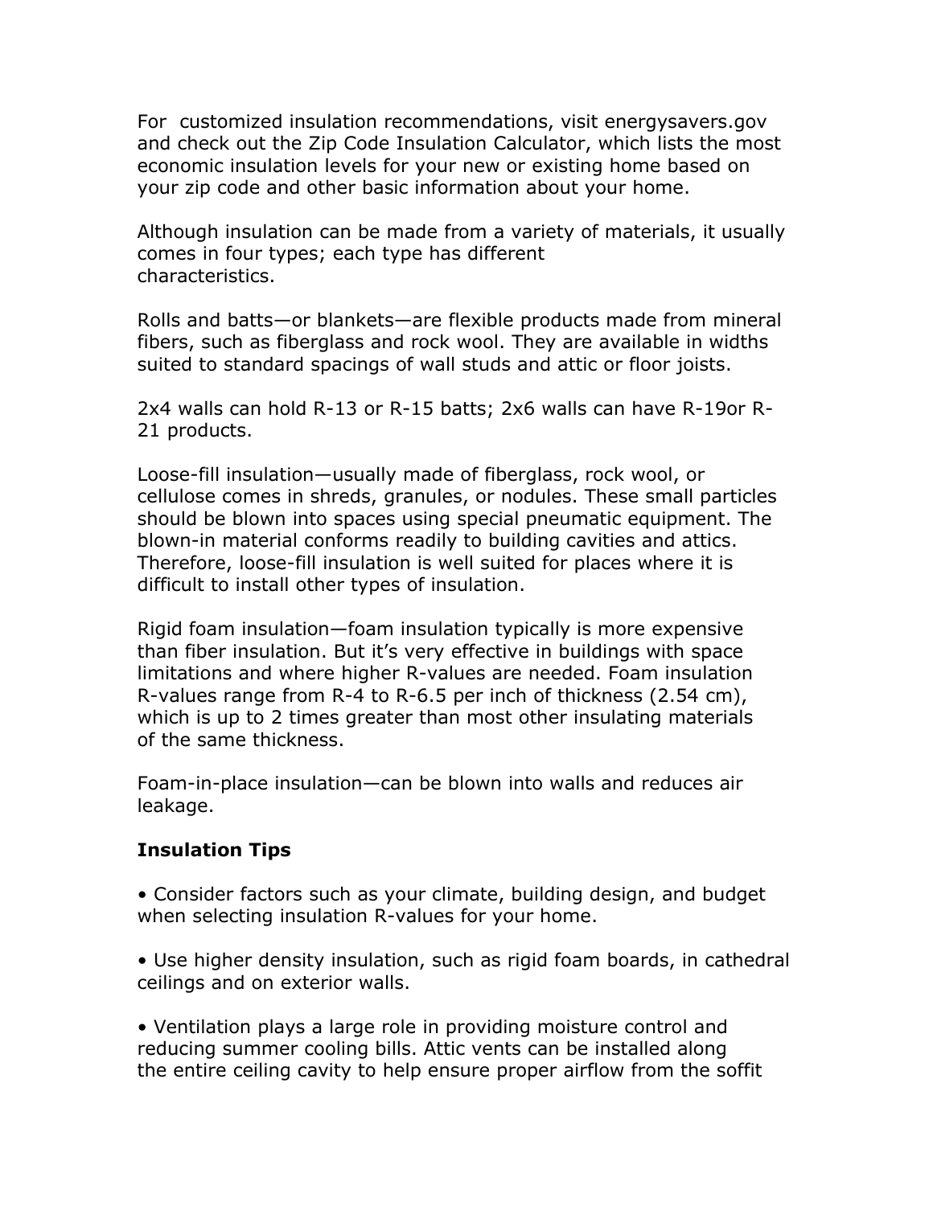For  customized insulation recommendations, visit energysavers.gov and check out the Zip Code Insulation Calculator, which lists the most economic insulation levels for your new or existing home based on your zip code and other basic information about your home.

Although insulation can be made from a variety of materials, it usually comes in four types; each type has different characteristics.

Rolls and batts—or blankets—are flexible products made from mineral fibers, such as fiberglass and rock wool. They are available in widths suited to standard spacings of wall studs and attic or floor joists.

2x4 walls can hold R-13 or R-15 batts; 2x6 walls can have R-19or R-21 products.

Loose-fill insulation—usually made of fiberglass, rock wool, or cellulose comes in shreds, granules, or nodules. These small particles should be blown into spaces using special pneumatic equipment. The blown-in material conforms readily to building cavities and attics. Therefore, loose-fill insulation is well suited for places where it is difficult to install other types of insulation.

Rigid foam insulation—foam insulation typically is more expensive than fiber insulation. But it's very effective in buildings with space limitations and where higher R-values are needed. Foam insulation R-values range from R-4 to R-6.5 per inch of thickness (2.54 cm), which is up to 2 times greater than most other insulating materials of the same thickness.

Foam-in-place insulation—can be blown into walls and reduces air leakage.

**Insulation Tips**

- Consider factors such as your climate, building design, and budget when selecting insulation R-values for your home.

- Use higher density insulation, such as rigid foam boards, in cathedral ceilings and on exterior walls.

- Ventilation plays a large role in providing moisture control and reducing summer cooling bills. Attic vents can be installed along the entire ceiling cavity to help ensure proper airflow from the soffit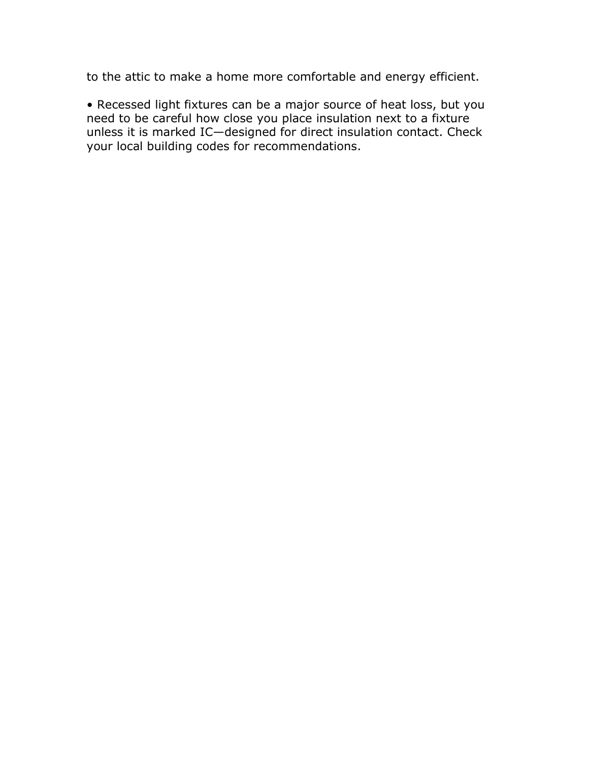to the attic to make a home more comfortable and energy efficient.

- Recessed light fixtures can be a major source of heat loss, but you need to be careful how close you place insulation next to a fixture unless it is marked IC—designed for direct insulation contact. Check your local building codes for recommendations.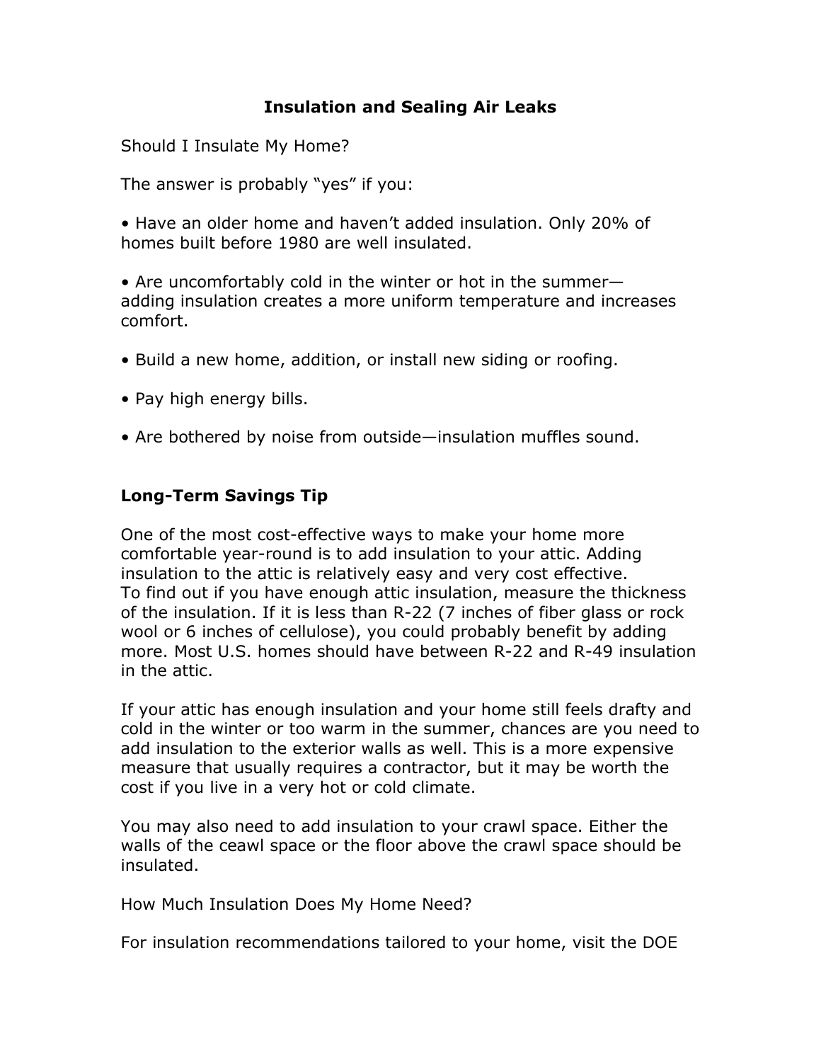## Insulation and Sealing Air Leaks

Should I Insulate My Home?

The answer is probably “yes” if you:

- Have an older home and haven’t added insulation. Only 20% of homes built before 1980 are well insulated.

- Are uncomfortably cold in the winter or hot in the summer—adding insulation creates a more uniform temperature and increases comfort.

- Build a new home, addition, or install new siding or roofing.

- Pay high energy bills.

- Are bothered by noise from outside—insulation muffles sound.

### Long-Term Savings Tip

One of the most cost-effective ways to make your home more comfortable year-round is to add insulation to your attic. Adding insulation to the attic is relatively easy and very cost effective.
To find out if you have enough attic insulation, measure the thickness of the insulation. If it is less than R-22 (7 inches of fiber glass or rock wool or 6 inches of cellulose), you could probably benefit by adding more. Most U.S. homes should have between R-22 and R-49 insulation in the attic.

If your attic has enough insulation and your home still feels drafty and cold in the winter or too warm in the summer, chances are you need to add insulation to the exterior walls as well. This is a more expensive measure that usually requires a contractor, but it may be worth the cost if you live in a very hot or cold climate.

You may also need to add insulation to your crawl space. Either the walls of the ceawl space or the floor above the crawl space should be insulated.

How Much Insulation Does My Home Need?

For insulation recommendations tailored to your home, visit the DOE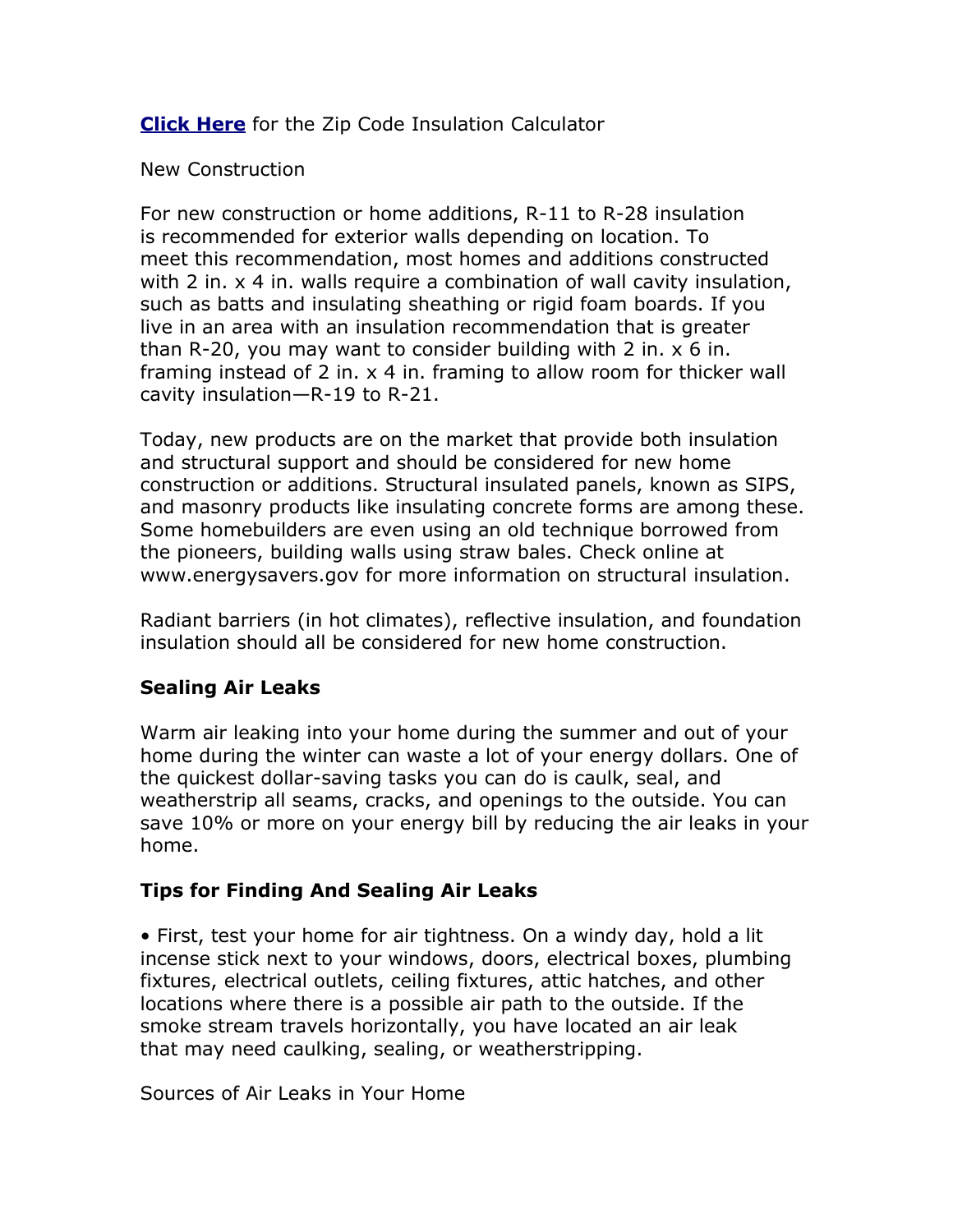**[Click Here](#)** for the Zip Code Insulation Calculator

New Construction

For new construction or home additions, R-11 to R-28 insulation is recommended for exterior walls depending on location. To meet this recommendation, most homes and additions constructed with 2 in. x 4 in. walls require a combination of wall cavity insulation, such as batts and insulating sheathing or rigid foam boards. If you live in an area with an insulation recommendation that is greater than R-20, you may want to consider building with 2 in. x 6 in. framing instead of 2 in. x 4 in. framing to allow room for thicker wall cavity insulation—R-19 to R-21.

Today, new products are on the market that provide both insulation and structural support and should be considered for new home construction or additions. Structural insulated panels, known as SIPS, and masonry products like insulating concrete forms are among these. Some homebuilders are even using an old technique borrowed from the pioneers, building walls using straw bales. Check online at www.energysavers.gov for more information on structural insulation.

Radiant barriers (in hot climates), reflective insulation, and foundation insulation should all be considered for new home construction.

**Sealing Air Leaks**

Warm air leaking into your home during the summer and out of your home during the winter can waste a lot of your energy dollars. One of the quickest dollar-saving tasks you can do is caulk, seal, and weatherstrip all seams, cracks, and openings to the outside. You can save 10% or more on your energy bill by reducing the air leaks in your home.

**Tips for Finding And Sealing Air Leaks**

• First, test your home for air tightness. On a windy day, hold a lit incense stick next to your windows, doors, electrical boxes, plumbing fixtures, electrical outlets, ceiling fixtures, attic hatches, and other locations where there is a possible air path to the outside. If the smoke stream travels horizontally, you have located an air leak that may need caulking, sealing, or weatherstripping.

Sources of Air Leaks in Your Home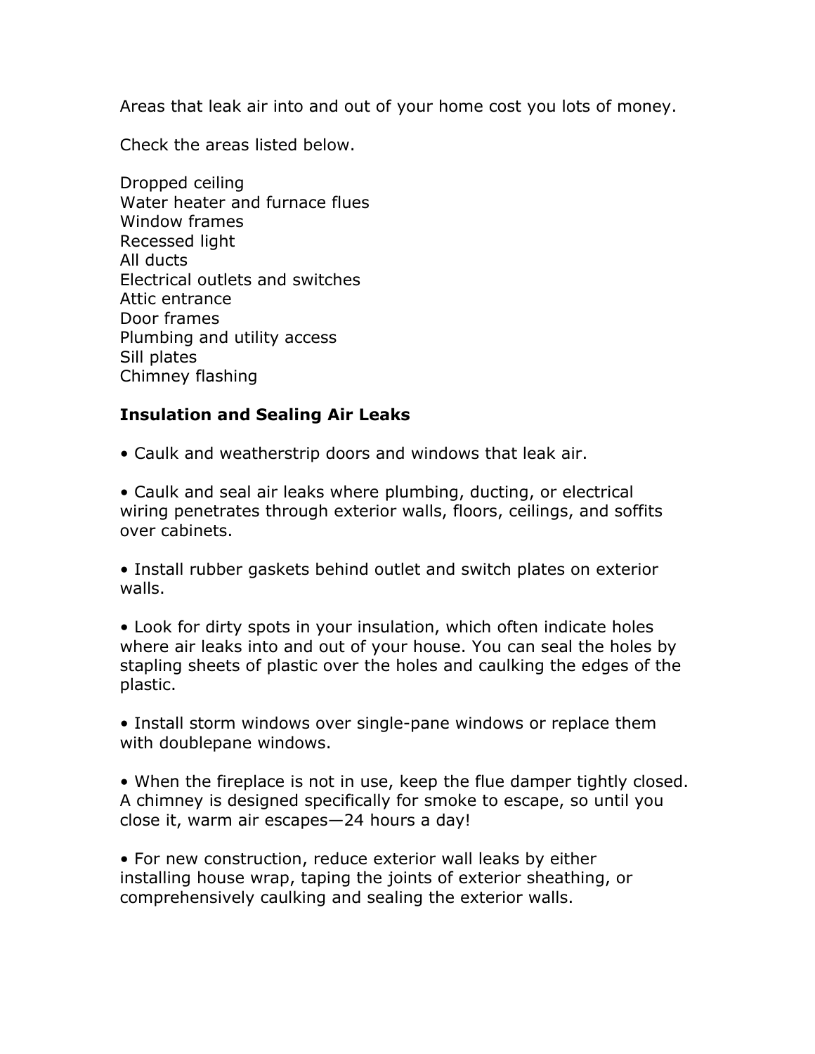Areas that leak air into and out of your home cost you lots of money.

Check the areas listed below.

Dropped ceiling
Water heater and furnace flues
Window frames
Recessed light
All ducts
Electrical outlets and switches
Attic entrance
Door frames
Plumbing and utility access
Sill plates
Chimney flashing

**Insulation and Sealing Air Leaks**

• Caulk and weatherstrip doors and windows that leak air.

• Caulk and seal air leaks where plumbing, ducting, or electrical wiring penetrates through exterior walls, floors, ceilings, and soffits over cabinets.

• Install rubber gaskets behind outlet and switch plates on exterior walls.

• Look for dirty spots in your insulation, which often indicate holes where air leaks into and out of your house. You can seal the holes by stapling sheets of plastic over the holes and caulking the edges of the plastic.

• Install storm windows over single-pane windows or replace them with doublepane windows.

• When the fireplace is not in use, keep the flue damper tightly closed. A chimney is designed specifically for smoke to escape, so until you close it, warm air escapes—24 hours a day!

• For new construction, reduce exterior wall leaks by either installing house wrap, taping the joints of exterior sheathing, or comprehensively caulking and sealing the exterior walls.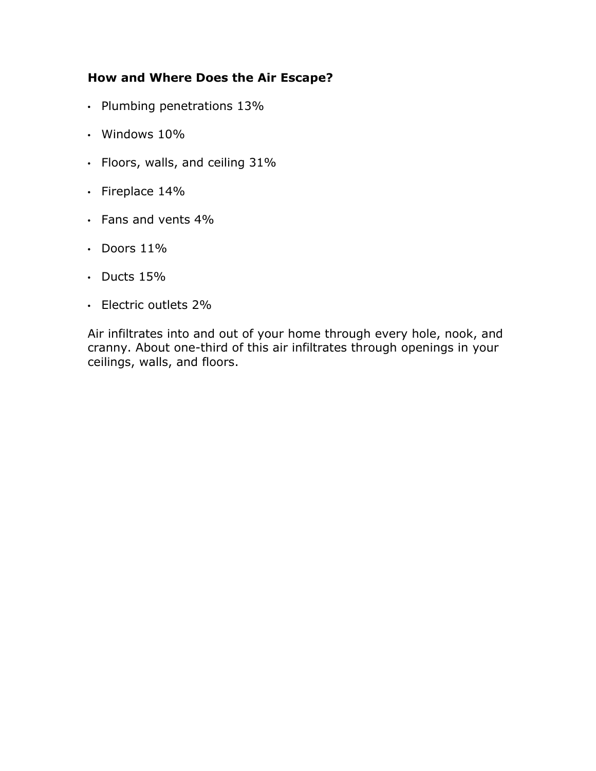### How and Where Does the Air Escape?

- Plumbing penetrations 13%
- Windows 10%
- Floors, walls, and ceiling 31%
- Fireplace 14%
- Fans and vents 4%
- Doors 11%
- Ducts 15%
- Electric outlets 2%

Air infiltrates into and out of your home through every hole, nook, and cranny. About one-third of this air infiltrates through openings in your ceilings, walls, and floors.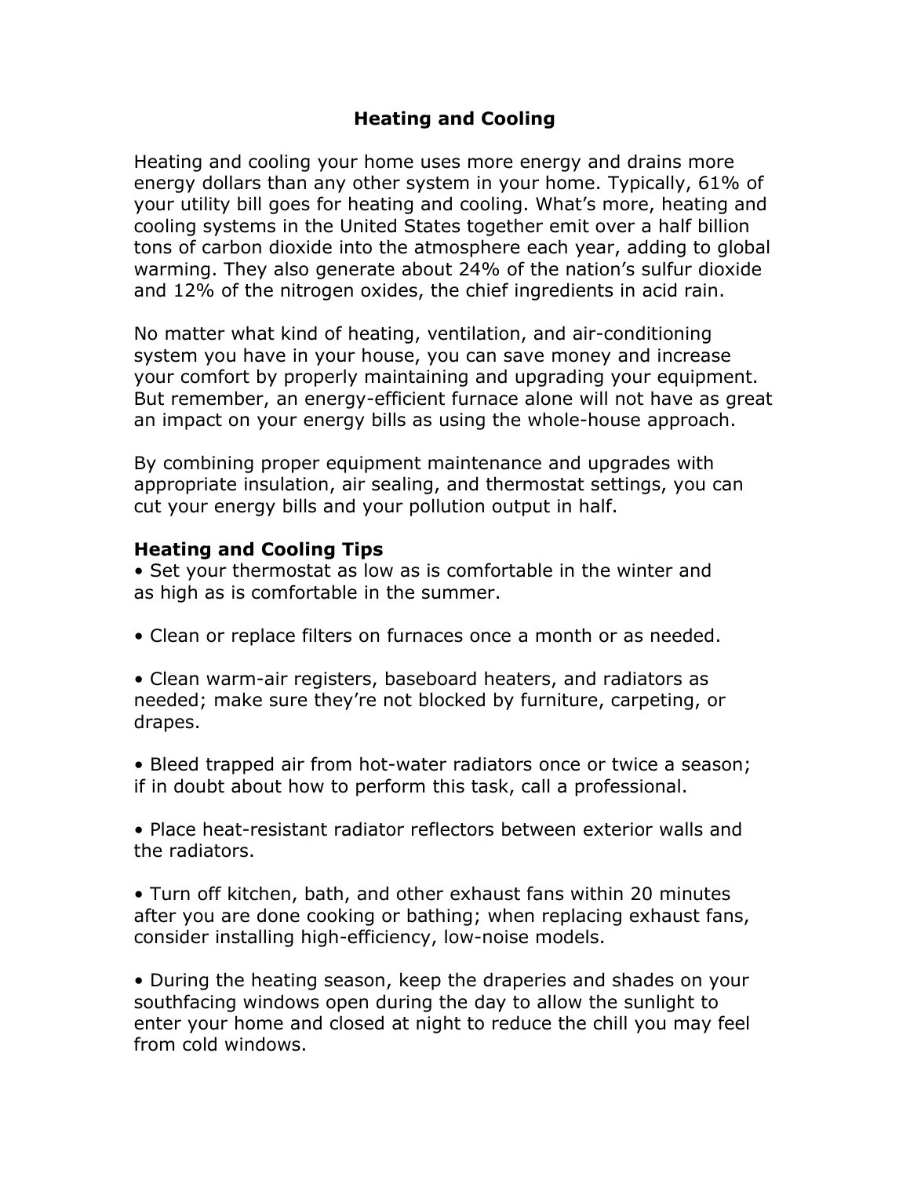# Heating and Cooling

Heating and cooling your home uses more energy and drains more energy dollars than any other system in your home. Typically, 61% of your utility bill goes for heating and cooling. What's more, heating and cooling systems in the United States together emit over a half billion tons of carbon dioxide into the atmosphere each year, adding to global warming. They also generate about 24% of the nation's sulfur dioxide and 12% of the nitrogen oxides, the chief ingredients in acid rain.

No matter what kind of heating, ventilation, and air-conditioning system you have in your house, you can save money and increase your comfort by properly maintaining and upgrading your equipment. But remember, an energy-efficient furnace alone will not have as great an impact on your energy bills as using the whole-house approach.

By combining proper equipment maintenance and upgrades with appropriate insulation, air sealing, and thermostat settings, you can cut your energy bills and your pollution output in half.

## Heating and Cooling Tips

- Set your thermostat as low as is comfortable in the winter and as high as is comfortable in the summer.

- Clean or replace filters on furnaces once a month or as needed.

- Clean warm-air registers, baseboard heaters, and radiators as needed; make sure they're not blocked by furniture, carpeting, or drapes.

- Bleed trapped air from hot-water radiators once or twice a season; if in doubt about how to perform this task, call a professional.

- Place heat-resistant radiator reflectors between exterior walls and the radiators.

- Turn off kitchen, bath, and other exhaust fans within 20 minutes after you are done cooking or bathing; when replacing exhaust fans, consider installing high-efficiency, low-noise models.

- During the heating season, keep the draperies and shades on your southfacing windows open during the day to allow the sunlight to enter your home and closed at night to reduce the chill you may feel from cold windows.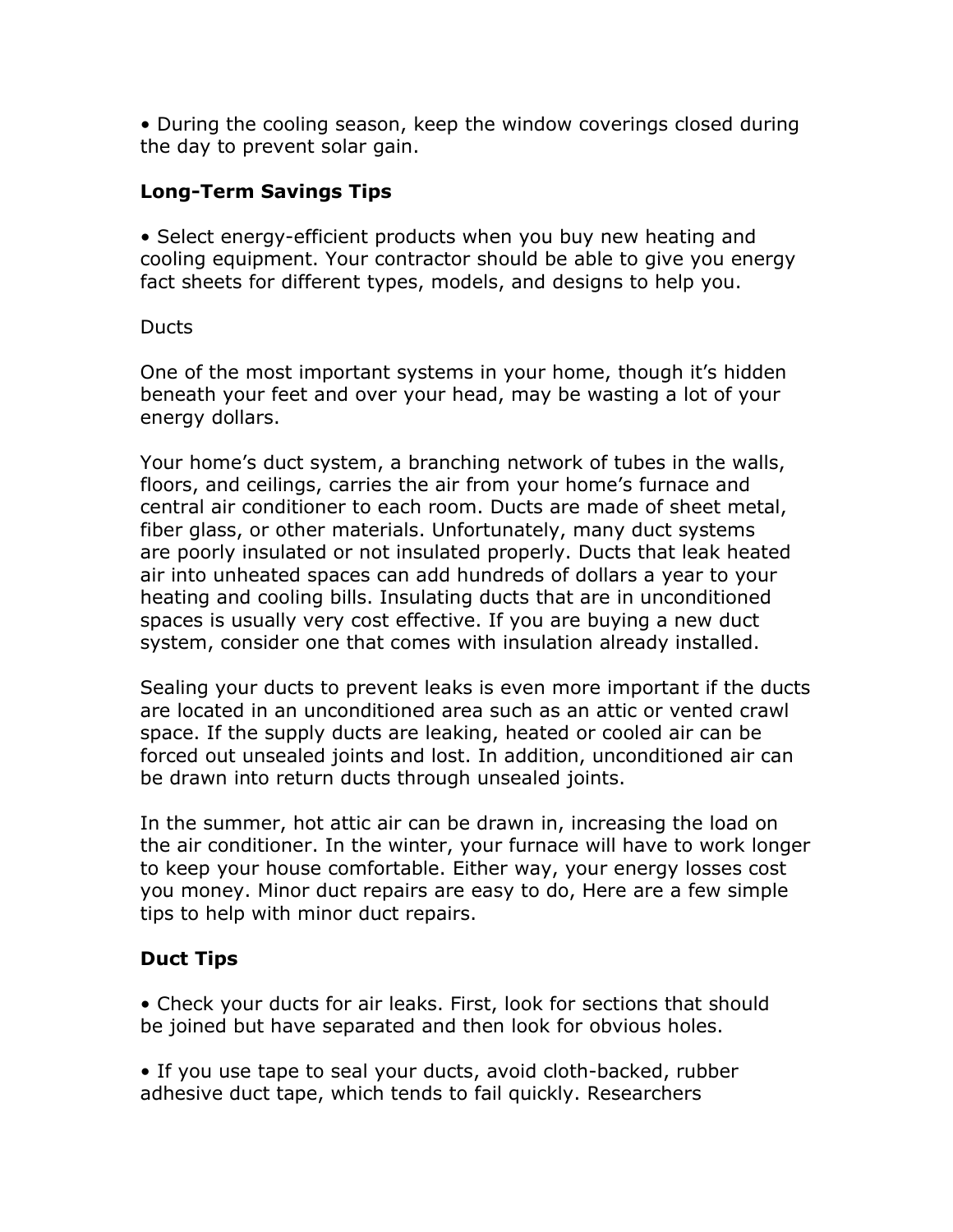• During the cooling season, keep the window coverings closed during the day to prevent solar gain.

## Long-Term Savings Tips

• Select energy-efficient products when you buy new heating and cooling equipment. Your contractor should be able to give you energy fact sheets for different types, models, and designs to help you.

Ducts

One of the most important systems in your home, though it's hidden beneath your feet and over your head, may be wasting a lot of your energy dollars.

Your home's duct system, a branching network of tubes in the walls, floors, and ceilings, carries the air from your home's furnace and central air conditioner to each room. Ducts are made of sheet metal, fiber glass, or other materials. Unfortunately, many duct systems are poorly insulated or not insulated properly. Ducts that leak heated air into unheated spaces can add hundreds of dollars a year to your heating and cooling bills. Insulating ducts that are in unconditioned spaces is usually very cost effective. If you are buying a new duct system, consider one that comes with insulation already installed.

Sealing your ducts to prevent leaks is even more important if the ducts are located in an unconditioned area such as an attic or vented crawl space. If the supply ducts are leaking, heated or cooled air can be forced out unsealed joints and lost. In addition, unconditioned air can be drawn into return ducts through unsealed joints.

In the summer, hot attic air can be drawn in, increasing the load on the air conditioner. In the winter, your furnace will have to work longer to keep your house comfortable. Either way, your energy losses cost you money. Minor duct repairs are easy to do, Here are a few simple tips to help with minor duct repairs.

## Duct Tips

• Check your ducts for air leaks. First, look for sections that should be joined but have separated and then look for obvious holes.

• If you use tape to seal your ducts, avoid cloth-backed, rubber adhesive duct tape, which tends to fail quickly. Researchers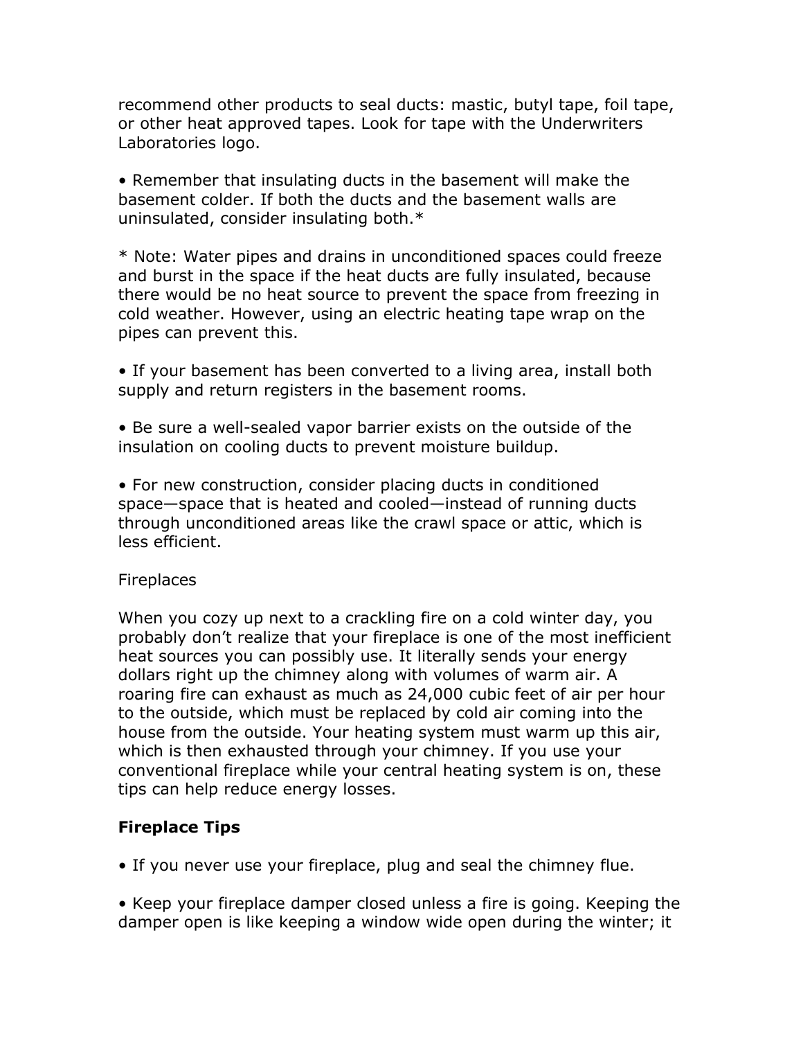recommend other products to seal ducts: mastic, butyl tape, foil tape, or other heat approved tapes. Look for tape with the Underwriters Laboratories logo.

- Remember that insulating ducts in the basement will make the basement colder. If both the ducts and the basement walls are uninsulated, consider insulating both.*

* Note: Water pipes and drains in unconditioned spaces could freeze and burst in the space if the heat ducts are fully insulated, because there would be no heat source to prevent the space from freezing in cold weather. However, using an electric heating tape wrap on the pipes can prevent this.

- If your basement has been converted to a living area, install both supply and return registers in the basement rooms.

- Be sure a well-sealed vapor barrier exists on the outside of the insulation on cooling ducts to prevent moisture buildup.

- For new construction, consider placing ducts in conditioned space—space that is heated and cooled—instead of running ducts through unconditioned areas like the crawl space or attic, which is less efficient.

Fireplaces

When you cozy up next to a crackling fire on a cold winter day, you probably don't realize that your fireplace is one of the most inefficient heat sources you can possibly use. It literally sends your energy dollars right up the chimney along with volumes of warm air. A roaring fire can exhaust as much as 24,000 cubic feet of air per hour to the outside, which must be replaced by cold air coming into the house from the outside. Your heating system must warm up this air, which is then exhausted through your chimney. If you use your conventional fireplace while your central heating system is on, these tips can help reduce energy losses.

**Fireplace Tips**

- If you never use your fireplace, plug and seal the chimney flue.

- Keep your fireplace damper closed unless a fire is going. Keeping the damper open is like keeping a window wide open during the winter; it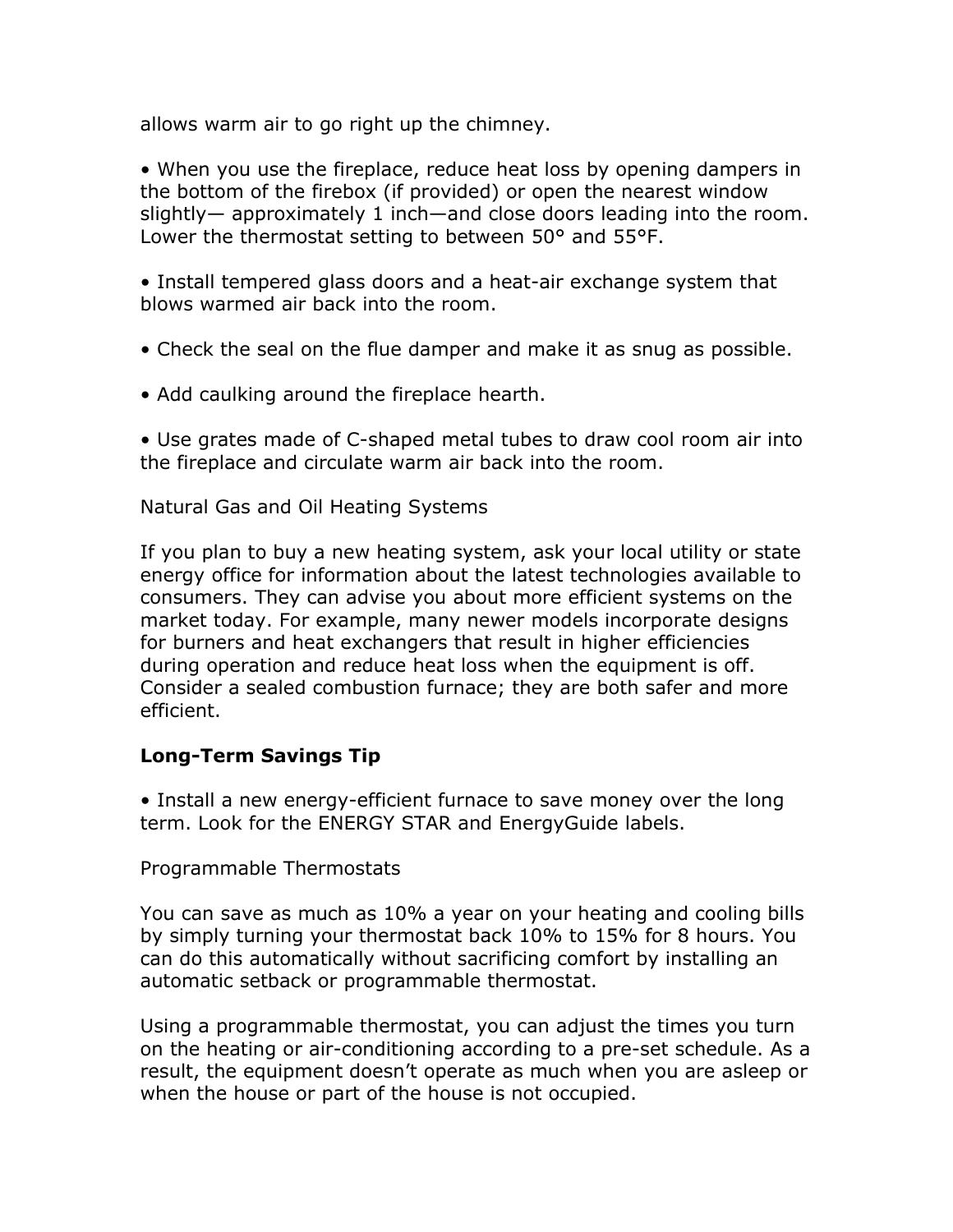allows warm air to go right up the chimney.

- When you use the fireplace, reduce heat loss by opening dampers in the bottom of the firebox (if provided) or open the nearest window slightly— approximately 1 inch—and close doors leading into the room. Lower the thermostat setting to between 50° and 55°F.

- Install tempered glass doors and a heat-air exchange system that blows warmed air back into the room.

- Check the seal on the flue damper and make it as snug as possible.

- Add caulking around the fireplace hearth.

- Use grates made of C-shaped metal tubes to draw cool room air into the fireplace and circulate warm air back into the room.

Natural Gas and Oil Heating Systems

If you plan to buy a new heating system, ask your local utility or state energy office for information about the latest technologies available to consumers. They can advise you about more efficient systems on the market today. For example, many newer models incorporate designs for burners and heat exchangers that result in higher efficiencies during operation and reduce heat loss when the equipment is off. Consider a sealed combustion furnace; they are both safer and more efficient.

**Long-Term Savings Tip**

- Install a new energy-efficient furnace to save money over the long term. Look for the ENERGY STAR and EnergyGuide labels.

Programmable Thermostats

You can save as much as 10% a year on your heating and cooling bills by simply turning your thermostat back 10% to 15% for 8 hours. You can do this automatically without sacrificing comfort by installing an automatic setback or programmable thermostat.

Using a programmable thermostat, you can adjust the times you turn on the heating or air-conditioning according to a pre-set schedule. As a result, the equipment doesn't operate as much when you are asleep or when the house or part of the house is not occupied.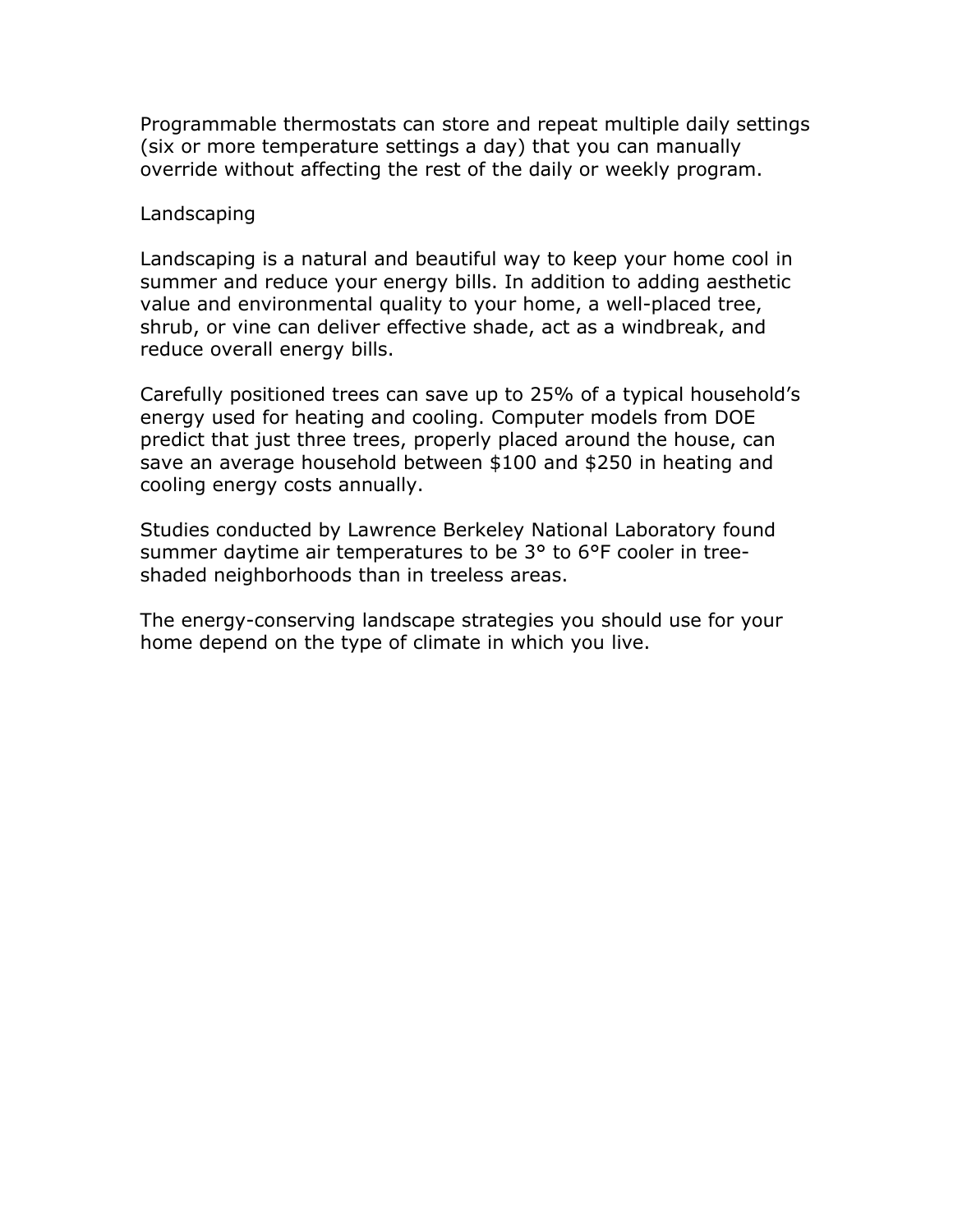Programmable thermostats can store and repeat multiple daily settings (six or more temperature settings a day) that you can manually override without affecting the rest of the daily or weekly program.

## Landscaping

Landscaping is a natural and beautiful way to keep your home cool in summer and reduce your energy bills. In addition to adding aesthetic value and environmental quality to your home, a well-placed tree, shrub, or vine can deliver effective shade, act as a windbreak, and reduce overall energy bills.

Carefully positioned trees can save up to 25% of a typical household's energy used for heating and cooling. Computer models from DOE predict that just three trees, properly placed around the house, can save an average household between $100 and $250 in heating and cooling energy costs annually.

Studies conducted by Lawrence Berkeley National Laboratory found summer daytime air temperatures to be 3° to 6°F cooler in tree-shaded neighborhoods than in treeless areas.

The energy-conserving landscape strategies you should use for your home depend on the type of climate in which you live.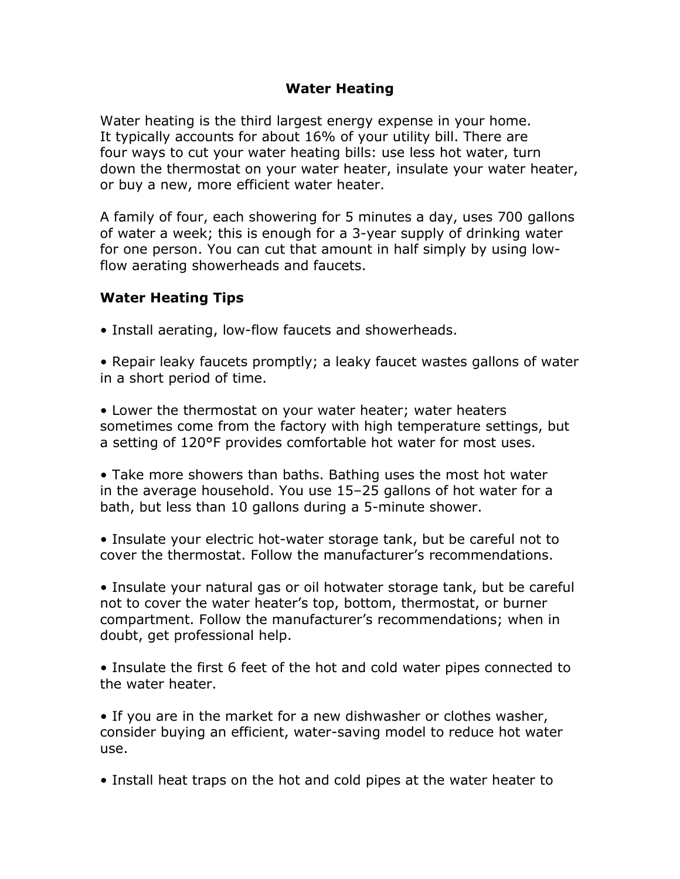# Water Heating

Water heating is the third largest energy expense in your home. It typically accounts for about 16% of your utility bill. There are four ways to cut your water heating bills: use less hot water, turn down the thermostat on your water heater, insulate your water heater, or buy a new, more efficient water heater.

A family of four, each showering for 5 minutes a day, uses 700 gallons of water a week; this is enough for a 3-year supply of drinking water for one person. You can cut that amount in half simply by using low-flow aerating showerheads and faucets.

## Water Heating Tips

- Install aerating, low-flow faucets and showerheads.
- Repair leaky faucets promptly; a leaky faucet wastes gallons of water in a short period of time.
- Lower the thermostat on your water heater; water heaters sometimes come from the factory with high temperature settings, but a setting of 120°F provides comfortable hot water for most uses.
- Take more showers than baths. Bathing uses the most hot water in the average household. You use 15–25 gallons of hot water for a bath, but less than 10 gallons during a 5-minute shower.
- Insulate your electric hot-water storage tank, but be careful not to cover the thermostat. Follow the manufacturer's recommendations.
- Insulate your natural gas or oil hotwater storage tank, but be careful not to cover the water heater's top, bottom, thermostat, or burner compartment. Follow the manufacturer's recommendations; when in doubt, get professional help.
- Insulate the first 6 feet of the hot and cold water pipes connected to the water heater.
- If you are in the market for a new dishwasher or clothes washer, consider buying an efficient, water-saving model to reduce hot water use.
- Install heat traps on the hot and cold pipes at the water heater to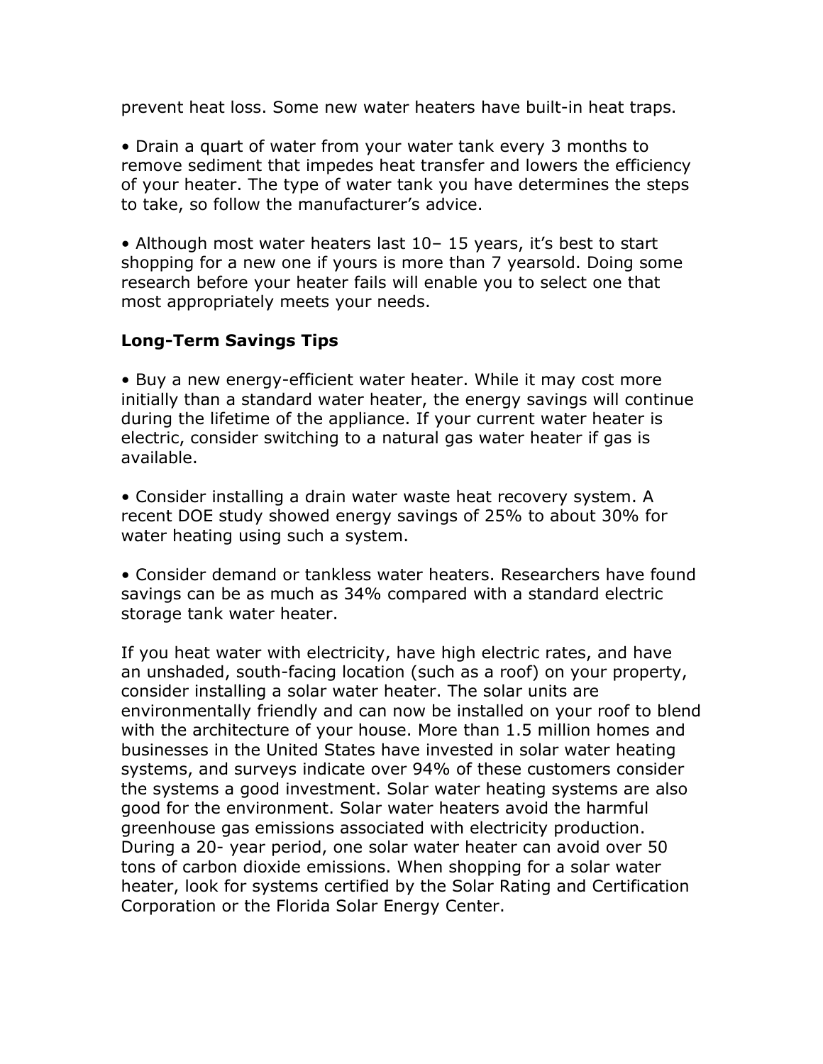prevent heat loss. Some new water heaters have built-in heat traps.

- Drain a quart of water from your water tank every 3 months to remove sediment that impedes heat transfer and lowers the efficiency of your heater. The type of water tank you have determines the steps to take, so follow the manufacturer's advice.

- Although most water heaters last 10– 15 years, it's best to start shopping for a new one if yours is more than 7 yearsold. Doing some research before your heater fails will enable you to select one that most appropriately meets your needs.

### Long-Term Savings Tips

- Buy a new energy-efficient water heater. While it may cost more initially than a standard water heater, the energy savings will continue during the lifetime of the appliance. If your current water heater is electric, consider switching to a natural gas water heater if gas is available.

- Consider installing a drain water waste heat recovery system. A recent DOE study showed energy savings of 25% to about 30% for water heating using such a system.

- Consider demand or tankless water heaters. Researchers have found savings can be as much as 34% compared with a standard electric storage tank water heater.

If you heat water with electricity, have high electric rates, and have an unshaded, south-facing location (such as a roof) on your property, consider installing a solar water heater. The solar units are environmentally friendly and can now be installed on your roof to blend with the architecture of your house. More than 1.5 million homes and businesses in the United States have invested in solar water heating systems, and surveys indicate over 94% of these customers consider the systems a good investment. Solar water heating systems are also good for the environment. Solar water heaters avoid the harmful greenhouse gas emissions associated with electricity production. During a 20- year period, one solar water heater can avoid over 50 tons of carbon dioxide emissions. When shopping for a solar water heater, look for systems certified by the Solar Rating and Certification Corporation or the Florida Solar Energy Center.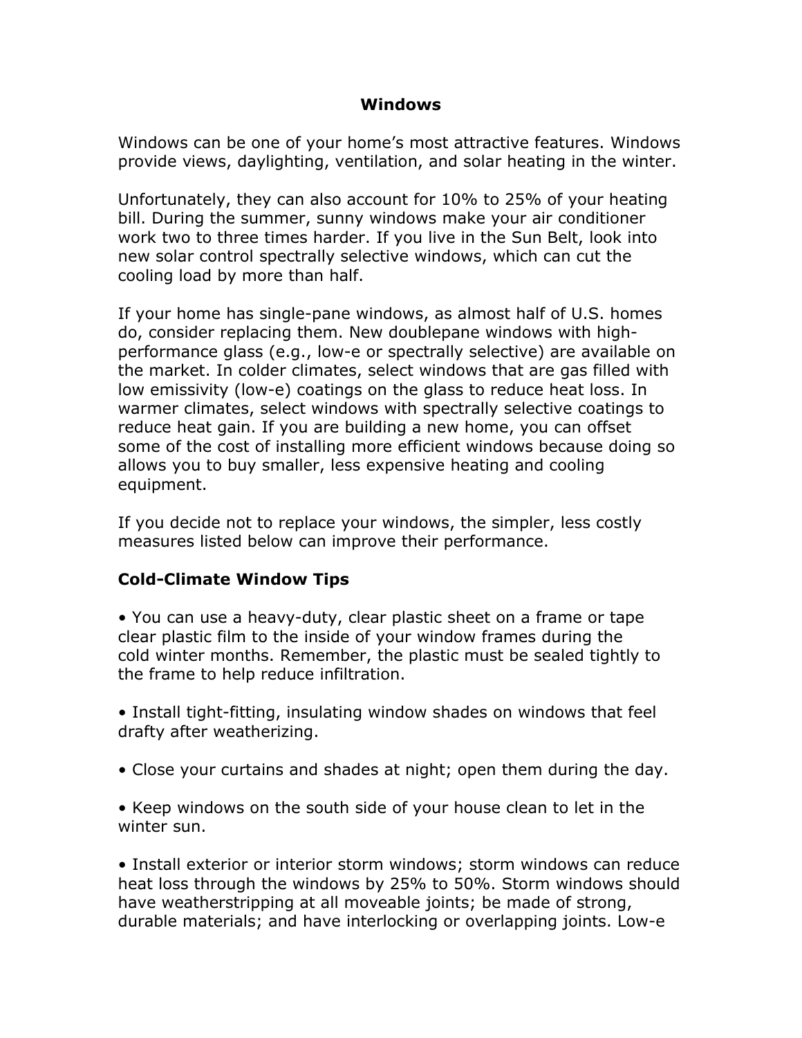## Windows

Windows can be one of your home's most attractive features. Windows provide views, daylighting, ventilation, and solar heating in the winter.

Unfortunately, they can also account for 10% to 25% of your heating bill. During the summer, sunny windows make your air conditioner work two to three times harder. If you live in the Sun Belt, look into new solar control spectrally selective windows, which can cut the cooling load by more than half.

If your home has single-pane windows, as almost half of U.S. homes do, consider replacing them. New doublepane windows with high-performance glass (e.g., low-e or spectrally selective) are available on the market. In colder climates, select windows that are gas filled with low emissivity (low-e) coatings on the glass to reduce heat loss. In warmer climates, select windows with spectrally selective coatings to reduce heat gain. If you are building a new home, you can offset some of the cost of installing more efficient windows because doing so allows you to buy smaller, less expensive heating and cooling equipment.

If you decide not to replace your windows, the simpler, less costly measures listed below can improve their performance.

### Cold-Climate Window Tips

- You can use a heavy-duty, clear plastic sheet on a frame or tape clear plastic film to the inside of your window frames during the cold winter months. Remember, the plastic must be sealed tightly to the frame to help reduce infiltration.

- Install tight-fitting, insulating window shades on windows that feel drafty after weatherizing.

- Close your curtains and shades at night; open them during the day.

- Keep windows on the south side of your house clean to let in the winter sun.

- Install exterior or interior storm windows; storm windows can reduce heat loss through the windows by 25% to 50%. Storm windows should have weatherstripping at all moveable joints; be made of strong, durable materials; and have interlocking or overlapping joints. Low-e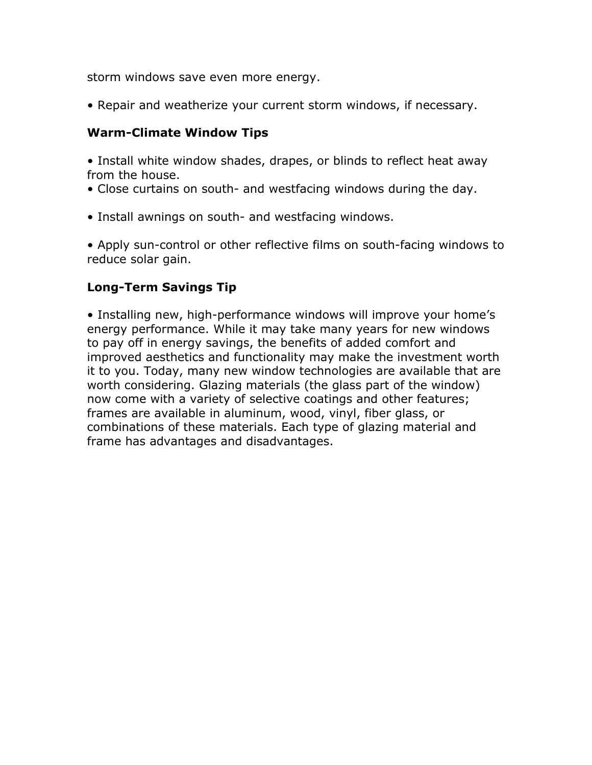storm windows save even more energy.

- Repair and weatherize your current storm windows, if necessary.

### Warm-Climate Window Tips

- Install white window shades, drapes, or blinds to reflect heat away from the house.
- Close curtains on south- and westfacing windows during the day.
- Install awnings on south- and westfacing windows.
- Apply sun-control or other reflective films on south-facing windows to reduce solar gain.

### Long-Term Savings Tip

- Installing new, high-performance windows will improve your home's energy performance. While it may take many years for new windows to pay off in energy savings, the benefits of added comfort and improved aesthetics and functionality may make the investment worth it to you. Today, many new window technologies are available that are worth considering. Glazing materials (the glass part of the window) now come with a variety of selective coatings and other features; frames are available in aluminum, wood, vinyl, fiber glass, or combinations of these materials. Each type of glazing material and frame has advantages and disadvantages.